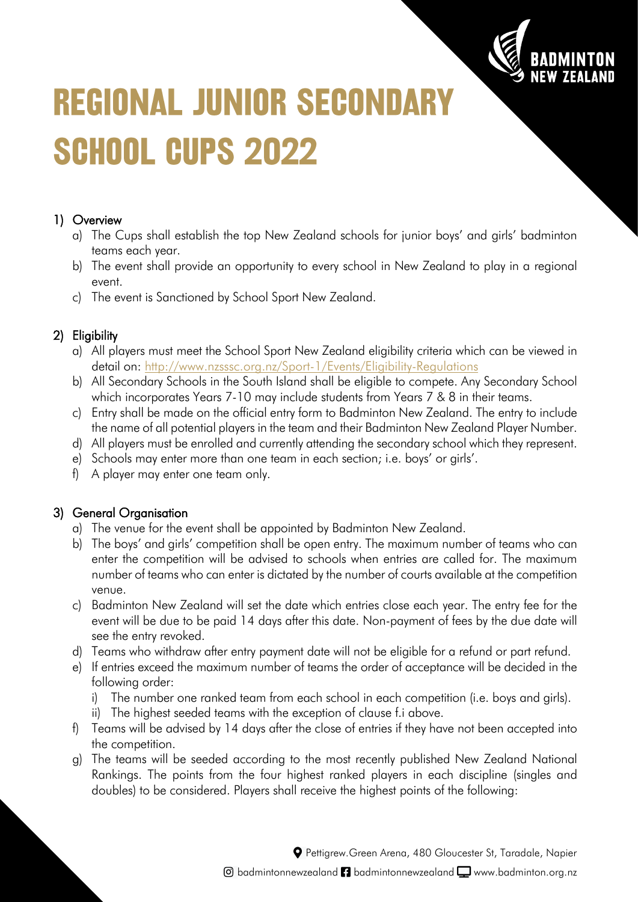# REGIONAL JUNIOR SECONDARY SCHOOL CUPS 2022

1) Overview
   a) The Cups shall establish the top New Zealand schools for junior boys' and girls' badminton teams each year.
   b) The event shall provide an opportunity to every school in New Zealand to play in a regional event.
   c) The event is Sanctioned by School Sport New Zealand.

2) Eligibility
   a) All players must meet the School Sport New Zealand eligibility criteria which can be viewed in detail on: http://www.nzsssc.org.nz/Sport-1/Events/Eligibility-Regulations
   b) All Secondary Schools in the South Island shall be eligible to compete. Any Secondary School which incorporates Years 7-10 may include students from Years 7 & 8 in their teams.
   c) Entry shall be made on the official entry form to Badminton New Zealand. The entry to include the name of all potential players in the team and their Badminton New Zealand Player Number.
   d) All players must be enrolled and currently attending the secondary school which they represent.
   e) Schools may enter more than one team in each section; i.e. boys' or girls'.
   f) A player may enter one team only.

3) General Organisation
   a) The venue for the event shall be appointed by Badminton New Zealand.
   b) The boys' and girls' competition shall be open entry. The maximum number of teams who can enter the competition will be advised to schools when entries are called for. The maximum number of teams who can enter is dictated by the number of courts available at the competition venue.
   c) Badminton New Zealand will set the date which entries close each year. The entry fee for the event will be due to be paid 14 days after this date. Non-payment of fees by the due date will see the entry revoked.
   d) Teams who withdraw after entry payment date will not be eligible for a refund or part refund.
   e) If entries exceed the maximum number of teams the order of acceptance will be decided in the following order:
      i) The number one ranked team from each school in each competition (i.e. boys and girls).
      ii) The highest seeded teams with the exception of clause f.i above.
   f) Teams will be advised by 14 days after the close of entries if they have not been accepted into the competition.
   g) The teams will be seeded according to the most recently published New Zealand National Rankings. The points from the four highest ranked players in each discipline (singles and doubles) to be considered. Players shall receive the highest points of the following: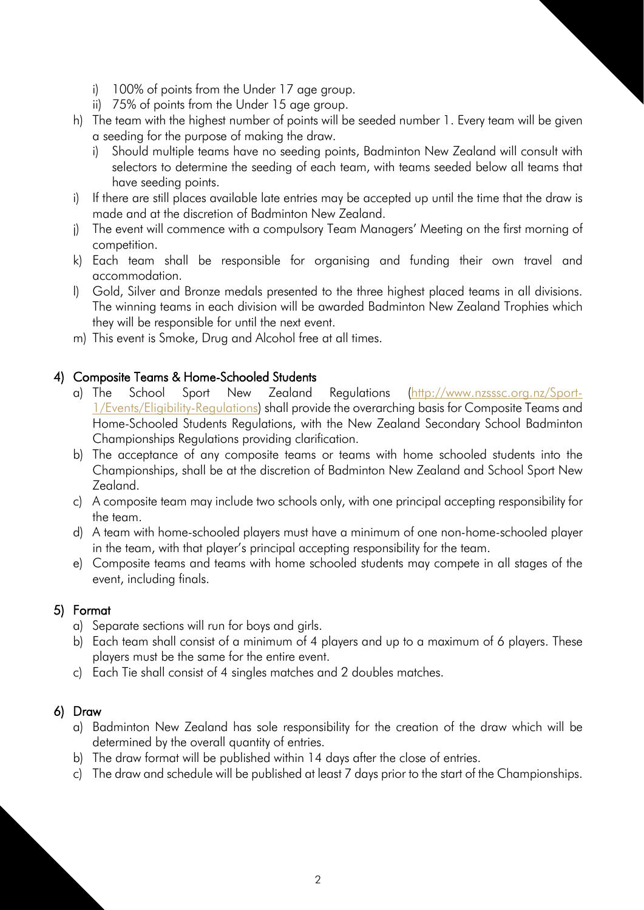i) 100% of points from the Under 17 age group.
   ii) 75% of points from the Under 15 age group.

h) The team with the highest number of points will be seeded number 1. Every team will be given a seeding for the purpose of making the draw.
   i) Should multiple teams have no seeding points, Badminton New Zealand will consult with selectors to determine the seeding of each team, with teams seeded below all teams that have seeding points.

i) If there are still places available late entries may be accepted up until the time that the draw is made and at the discretion of Badminton New Zealand.

j) The event will commence with a compulsory Team Managers' Meeting on the first morning of competition.

k) Each team shall be responsible for organising and funding their own travel and accommodation.

l) Gold, Silver and Bronze medals presented to the three highest placed teams in all divisions. The winning teams in each division will be awarded Badminton New Zealand Trophies which they will be responsible for until the next event.

m) This event is Smoke, Drug and Alcohol free at all times.

## 4) Composite Teams & Home-Schooled Students

a) The School Sport New Zealand Regulations (http://www.nzsssc.org.nz/Sport-1/Events/Eligibility-Regulations) shall provide the overarching basis for Composite Teams and Home-Schooled Students Regulations, with the New Zealand Secondary School Badminton Championships Regulations providing clarification.

b) The acceptance of any composite teams or teams with home schooled students into the Championships, shall be at the discretion of Badminton New Zealand and School Sport New Zealand.

c) A composite team may include two schools only, with one principal accepting responsibility for the team.

d) A team with home-schooled players must have a minimum of one non-home-schooled player in the team, with that player's principal accepting responsibility for the team.

e) Composite teams and teams with home schooled students may compete in all stages of the event, including finals.

## 5) Format

a) Separate sections will run for boys and girls.

b) Each team shall consist of a minimum of 4 players and up to a maximum of 6 players. These players must be the same for the entire event.

c) Each Tie shall consist of 4 singles matches and 2 doubles matches.

## 6) Draw

a) Badminton New Zealand has sole responsibility for the creation of the draw which will be determined by the overall quantity of entries.

b) The draw format will be published within 14 days after the close of entries.

c) The draw and schedule will be published at least 7 days prior to the start of the Championships.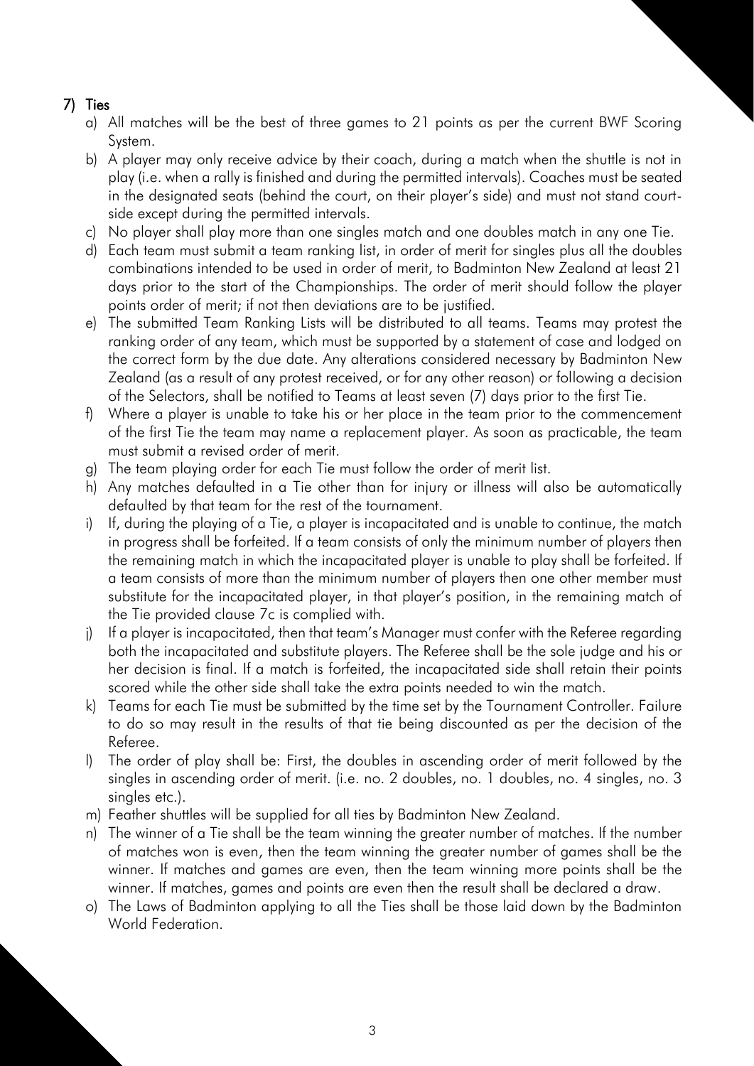## 7) Ties

a) All matches will be the best of three games to 21 points as per the current BWF Scoring System.

b) A player may only receive advice by their coach, during a match when the shuttle is not in play (i.e. when a rally is finished and during the permitted intervals). Coaches must be seated in the designated seats (behind the court, on their player's side) and must not stand court-side except during the permitted intervals.

c) No player shall play more than one singles match and one doubles match in any one Tie.

d) Each team must submit a team ranking list, in order of merit for singles plus all the doubles combinations intended to be used in order of merit, to Badminton New Zealand at least 21 days prior to the start of the Championships. The order of merit should follow the player points order of merit; if not then deviations are to be justified.

e) The submitted Team Ranking Lists will be distributed to all teams. Teams may protest the ranking order of any team, which must be supported by a statement of case and lodged on the correct form by the due date. Any alterations considered necessary by Badminton New Zealand (as a result of any protest received, or for any other reason) or following a decision of the Selectors, shall be notified to Teams at least seven (7) days prior to the first Tie.

f) Where a player is unable to take his or her place in the team prior to the commencement of the first Tie the team may name a replacement player. As soon as practicable, the team must submit a revised order of merit.

g) The team playing order for each Tie must follow the order of merit list.

h) Any matches defaulted in a Tie other than for injury or illness will also be automatically defaulted by that team for the rest of the tournament.

i) If, during the playing of a Tie, a player is incapacitated and is unable to continue, the match in progress shall be forfeited. If a team consists of only the minimum number of players then the remaining match in which the incapacitated player is unable to play shall be forfeited. If a team consists of more than the minimum number of players then one other member must substitute for the incapacitated player, in that player's position, in the remaining match of the Tie provided clause 7c is complied with.

j) If a player is incapacitated, then that team's Manager must confer with the Referee regarding both the incapacitated and substitute players. The Referee shall be the sole judge and his or her decision is final. If a match is forfeited, the incapacitated side shall retain their points scored while the other side shall take the extra points needed to win the match.

k) Teams for each Tie must be submitted by the time set by the Tournament Controller. Failure to do so may result in the results of that tie being discounted as per the decision of the Referee.

l) The order of play shall be: First, the doubles in ascending order of merit followed by the singles in ascending order of merit. (i.e. no. 2 doubles, no. 1 doubles, no. 4 singles, no. 3 singles etc.).

m) Feather shuttles will be supplied for all ties by Badminton New Zealand.

n) The winner of a Tie shall be the team winning the greater number of matches. If the number of matches won is even, then the team winning the greater number of games shall be the winner. If matches and games are even, then the team winning more points shall be the winner. If matches, games and points are even then the result shall be declared a draw.

o) The Laws of Badminton applying to all the Ties shall be those laid down by the Badminton World Federation.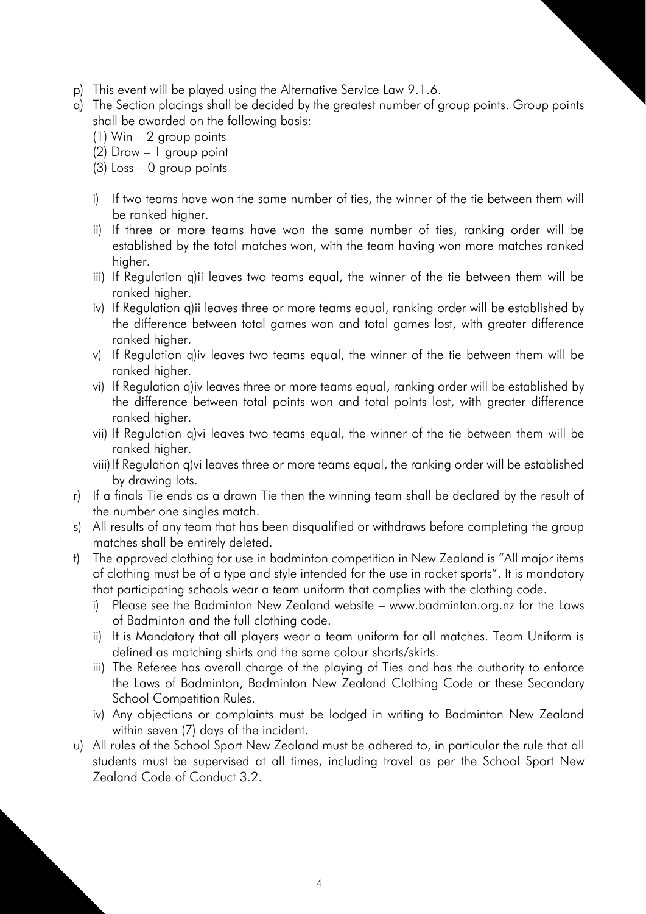p) This event will be played using the Alternative Service Law 9.1.6.
q) The Section placings shall be decided by the greatest number of group points. Group points shall be awarded on the following basis:
   (1) Win – 2 group points
   (2) Draw – 1 group point
   (3) Loss – 0 group points

   i) If two teams have won the same number of ties, the winner of the tie between them will be ranked higher.
   ii) If three or more teams have won the same number of ties, ranking order will be established by the total matches won, with the team having won more matches ranked higher.
   iii) If Regulation q)ii leaves two teams equal, the winner of the tie between them will be ranked higher.
   iv) If Regulation q)ii leaves three or more teams equal, ranking order will be established by the difference between total games won and total games lost, with greater difference ranked higher.
   v) If Regulation q)iv leaves two teams equal, the winner of the tie between them will be ranked higher.
   vi) If Regulation q)iv leaves three or more teams equal, ranking order will be established by the difference between total points won and total points lost, with greater difference ranked higher.
   vii) If Regulation q)vi leaves two teams equal, the winner of the tie between them will be ranked higher.
   viii) If Regulation q)vi leaves three or more teams equal, the ranking order will be established by drawing lots.
r) If a finals Tie ends as a drawn Tie then the winning team shall be declared by the result of the number one singles match.
s) All results of any team that has been disqualified or withdraws before completing the group matches shall be entirely deleted.
t) The approved clothing for use in badminton competition in New Zealand is "All major items of clothing must be of a type and style intended for the use in racket sports". It is mandatory that participating schools wear a team uniform that complies with the clothing code.
   i) Please see the Badminton New Zealand website – www.badminton.org.nz for the Laws of Badminton and the full clothing code.
   ii) It is Mandatory that all players wear a team uniform for all matches. Team Uniform is defined as matching shirts and the same colour shorts/skirts.
   iii) The Referee has overall charge of the playing of Ties and has the authority to enforce the Laws of Badminton, Badminton New Zealand Clothing Code or these Secondary School Competition Rules.
   iv) Any objections or complaints must be lodged in writing to Badminton New Zealand within seven (7) days of the incident.
u) All rules of the School Sport New Zealand must be adhered to, in particular the rule that all students must be supervised at all times, including travel as per the School Sport New Zealand Code of Conduct 3.2.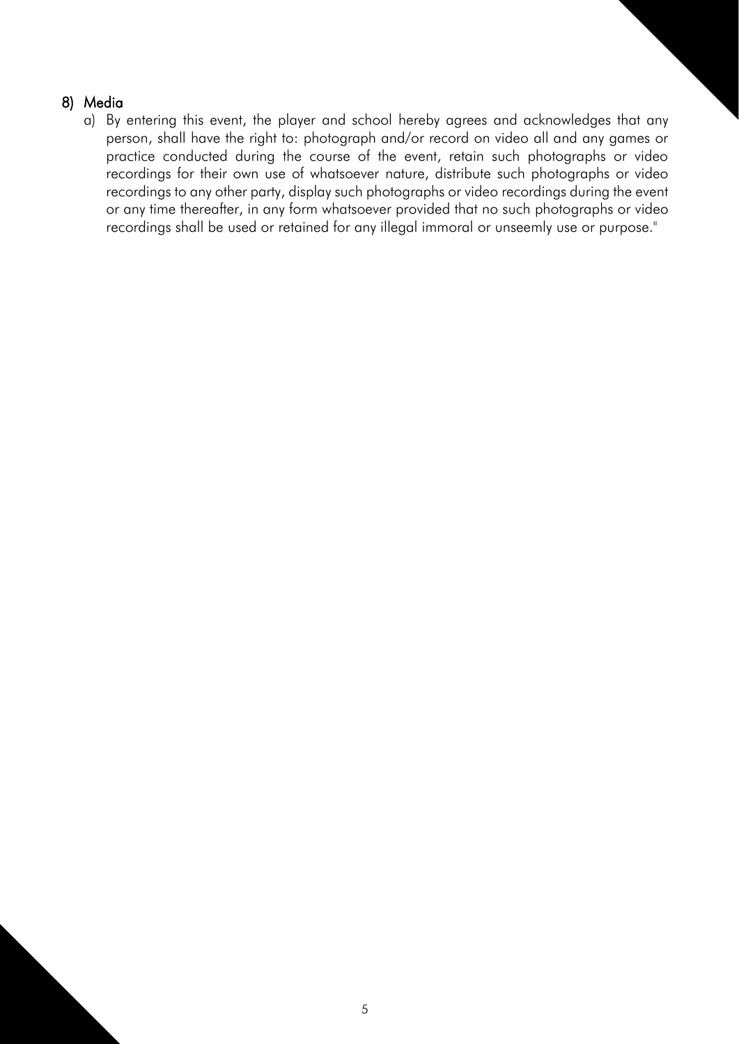## 8) Media

a) By entering this event, the player and school hereby agrees and acknowledges that any person, shall have the right to: photograph and/or record on video all and any games or practice conducted during the course of the event, retain such photographs or video recordings for their own use of whatsoever nature, distribute such photographs or video recordings to any other party, display such photographs or video recordings during the event or any time thereafter, in any form whatsoever provided that no such photographs or video recordings shall be used or retained for any illegal immoral or unseemly use or purpose."